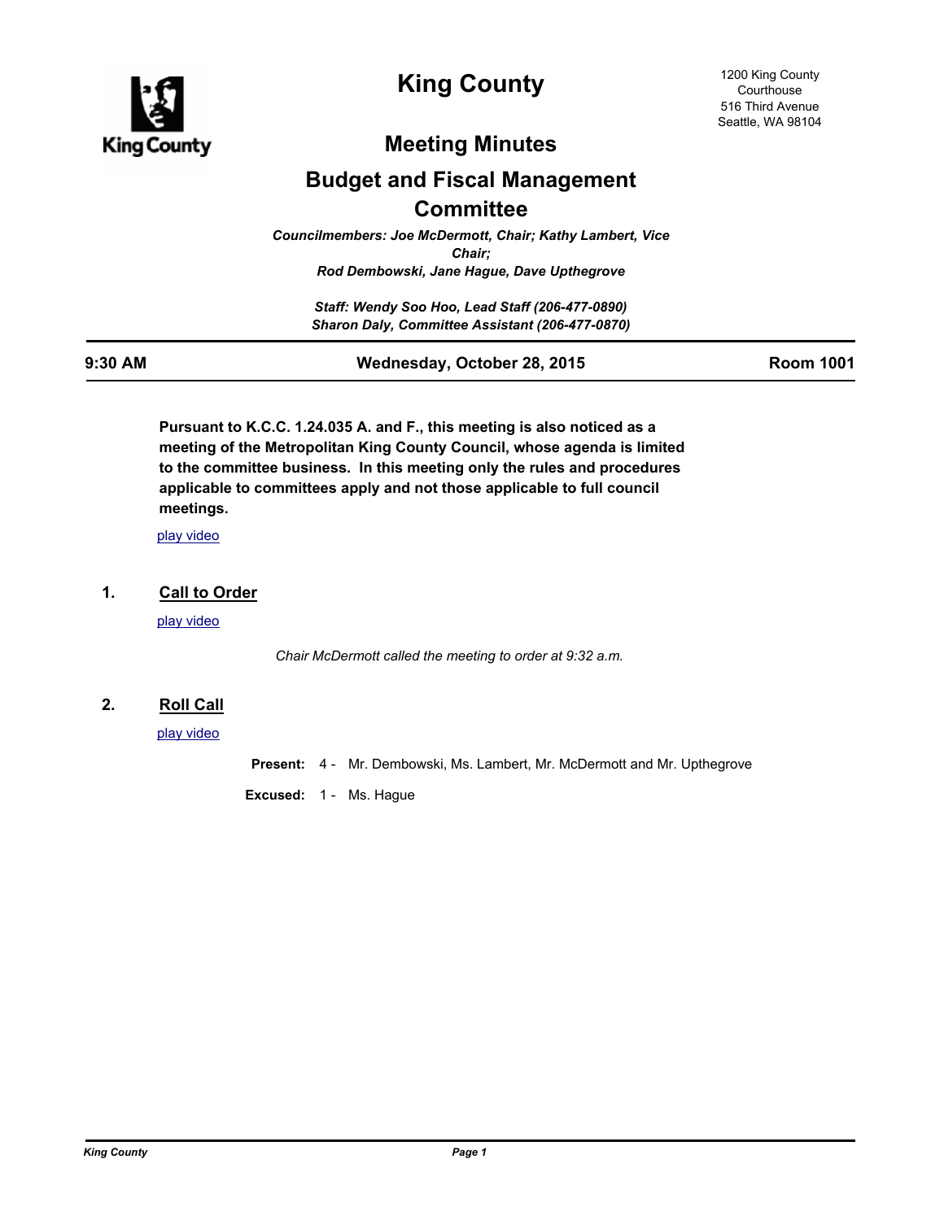# King County

1200 King County Courthouse
516 Third Avenue
Seattle, WA 98104

## Meeting Minutes

## Budget and Fiscal Management Committee

*Councilmembers: Joe McDermott, Chair; Kathy Lambert, Vice Chair;*
*Rod Dembowski, Jane Hague, Dave Upthegrove*

*Staff: Wendy Soo Hoo, Lead Staff (206-477-0890)*
*Sharon Daly, Committee Assistant (206-477-0870)*

| 9:30 AM | Wednesday, October 28, 2015 | Room 1001 |
|---|---|---|

**Pursuant to K.C.C. 1.24.035 A. and F., this meeting is also noticed as a meeting of the Metropolitan King County Council, whose agenda is limited to the committee business. In this meeting only the rules and procedures applicable to committees apply and not those applicable to full council meetings.**

play video

### 1. Call to Order

play video

*Chair McDermott called the meeting to order at 9:32 a.m.*

### 2. Roll Call

play video

**Present:** 4 - Mr. Dembowski, Ms. Lambert, Mr. McDermott and Mr. Upthegrove

**Excused:** 1 - Ms. Hague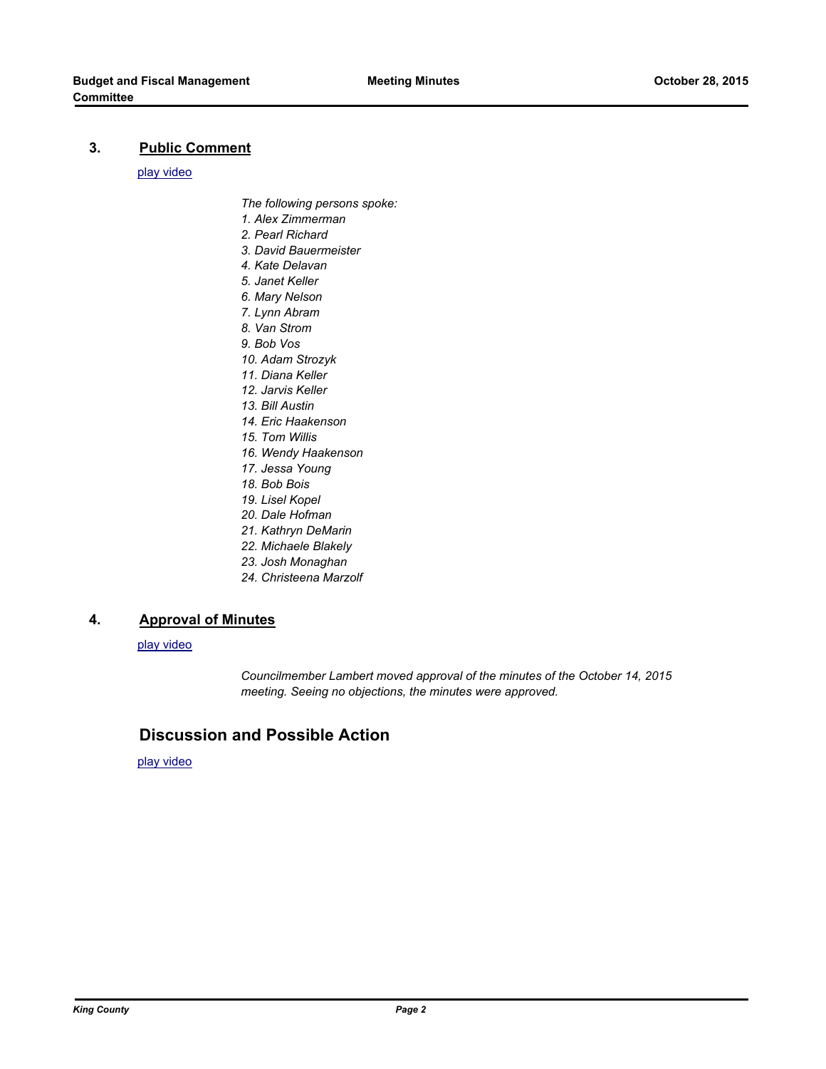## 3. Public Comment

play video

*The following persons spoke:*

1. *Alex Zimmerman*
2. *Pearl Richard*
3. *David Bauermeister*
4. *Kate Delavan*
5. *Janet Keller*
6. *Mary Nelson*
7. *Lynn Abram*
8. *Van Strom*
9. *Bob Vos*
10. *Adam Strozyk*
11. *Diana Keller*
12. *Jarvis Keller*
13. *Bill Austin*
14. *Eric Haakenson*
15. *Tom Willis*
16. *Wendy Haakenson*
17. *Jessa Young*
18. *Bob Bois*
19. *Lisel Kopel*
20. *Dale Hofman*
21. *Kathryn DeMarin*
22. *Michaele Blakely*
23. *Josh Monaghan*
24. *Christeena Marzolf*

## 4. Approval of Minutes

play video

*Councilmember Lambert moved approval of the minutes of the October 14, 2015 meeting. Seeing no objections, the minutes were approved.*

# Discussion and Possible Action

play video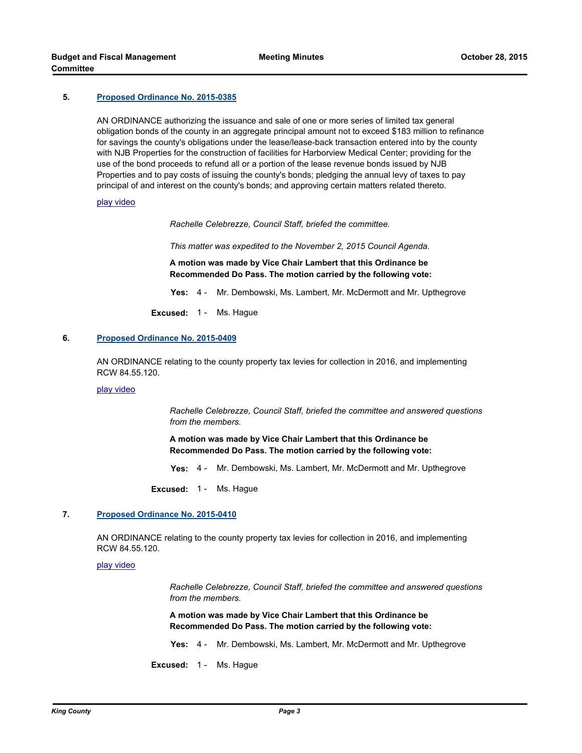**5. Proposed Ordinance No. 2015-0385**

AN ORDINANCE authorizing the issuance and sale of one or more series of limited tax general obligation bonds of the county in an aggregate principal amount not to exceed $183 million to refinance for savings the county's obligations under the lease/lease-back transaction entered into by the county with NJB Properties for the construction of facilities for Harborview Medical Center; providing for the use of the bond proceeds to refund all or a portion of the lease revenue bonds issued by NJB Properties and to pay costs of issuing the county's bonds; pledging the annual levy of taxes to pay principal of and interest on the county's bonds; and approving certain matters related thereto.

play video

*Rachelle Celebrezze, Council Staff, briefed the committee.*

*This matter was expedited to the November 2, 2015 Council Agenda.*

**A motion was made by Vice Chair Lambert that this Ordinance be Recommended Do Pass. The motion carried by the following vote:**

**Yes:** 4 - Mr. Dembowski, Ms. Lambert, Mr. McDermott and Mr. Upthegrove

**Excused:** 1 - Ms. Hague

**6. Proposed Ordinance No. 2015-0409**

AN ORDINANCE relating to the county property tax levies for collection in 2016, and implementing RCW 84.55.120.

play video

*Rachelle Celebrezze, Council Staff, briefed the committee and answered questions from the members.*

**A motion was made by Vice Chair Lambert that this Ordinance be Recommended Do Pass. The motion carried by the following vote:**

**Yes:** 4 - Mr. Dembowski, Ms. Lambert, Mr. McDermott and Mr. Upthegrove

**Excused:** 1 - Ms. Hague

**7. Proposed Ordinance No. 2015-0410**

AN ORDINANCE relating to the county property tax levies for collection in 2016, and implementing RCW 84.55.120.

play video

*Rachelle Celebrezze, Council Staff, briefed the committee and answered questions from the members.*

**A motion was made by Vice Chair Lambert that this Ordinance be Recommended Do Pass. The motion carried by the following vote:**

**Yes:** 4 - Mr. Dembowski, Ms. Lambert, Mr. McDermott and Mr. Upthegrove

**Excused:** 1 - Ms. Hague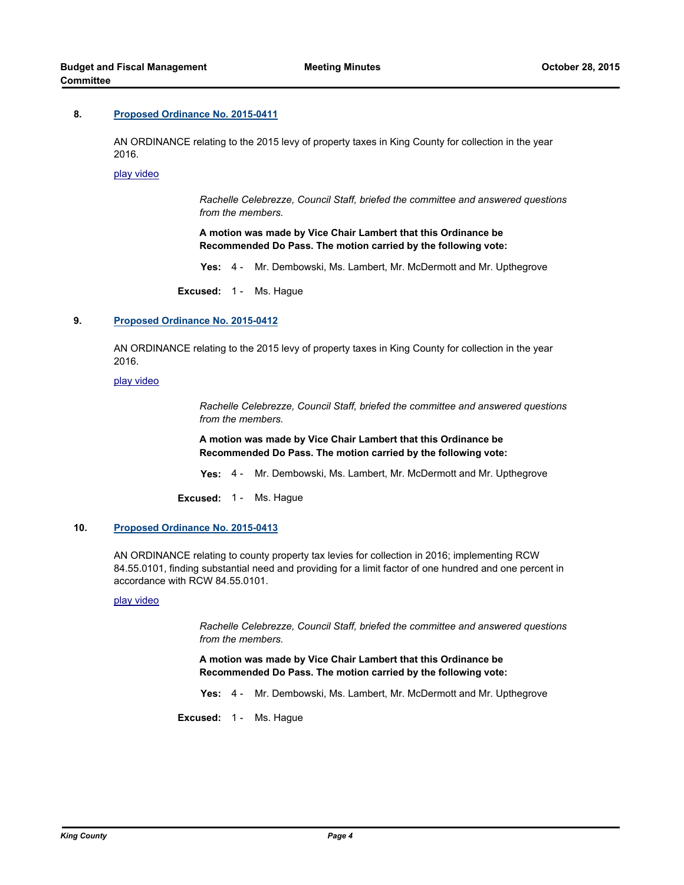**8. Proposed Ordinance No. 2015-0411**

AN ORDINANCE relating to the 2015 levy of property taxes in King County for collection in the year 2016.

play video

*Rachelle Celebrezze, Council Staff, briefed the committee and answered questions from the members.*

**A motion was made by Vice Chair Lambert that this Ordinance be Recommended Do Pass. The motion carried by the following vote:**

**Yes:** 4 - Mr. Dembowski, Ms. Lambert, Mr. McDermott and Mr. Upthegrove

**Excused:** 1 - Ms. Hague

**9. Proposed Ordinance No. 2015-0412**

AN ORDINANCE relating to the 2015 levy of property taxes in King County for collection in the year 2016.

play video

*Rachelle Celebrezze, Council Staff, briefed the committee and answered questions from the members.*

**A motion was made by Vice Chair Lambert that this Ordinance be Recommended Do Pass. The motion carried by the following vote:**

**Yes:** 4 - Mr. Dembowski, Ms. Lambert, Mr. McDermott and Mr. Upthegrove

**Excused:** 1 - Ms. Hague

**10. Proposed Ordinance No. 2015-0413**

AN ORDINANCE relating to county property tax levies for collection in 2016; implementing RCW 84.55.0101, finding substantial need and providing for a limit factor of one hundred and one percent in accordance with RCW 84.55.0101.

play video

*Rachelle Celebrezze, Council Staff, briefed the committee and answered questions from the members.*

**A motion was made by Vice Chair Lambert that this Ordinance be Recommended Do Pass. The motion carried by the following vote:**

**Yes:** 4 - Mr. Dembowski, Ms. Lambert, Mr. McDermott and Mr. Upthegrove

**Excused:** 1 - Ms. Hague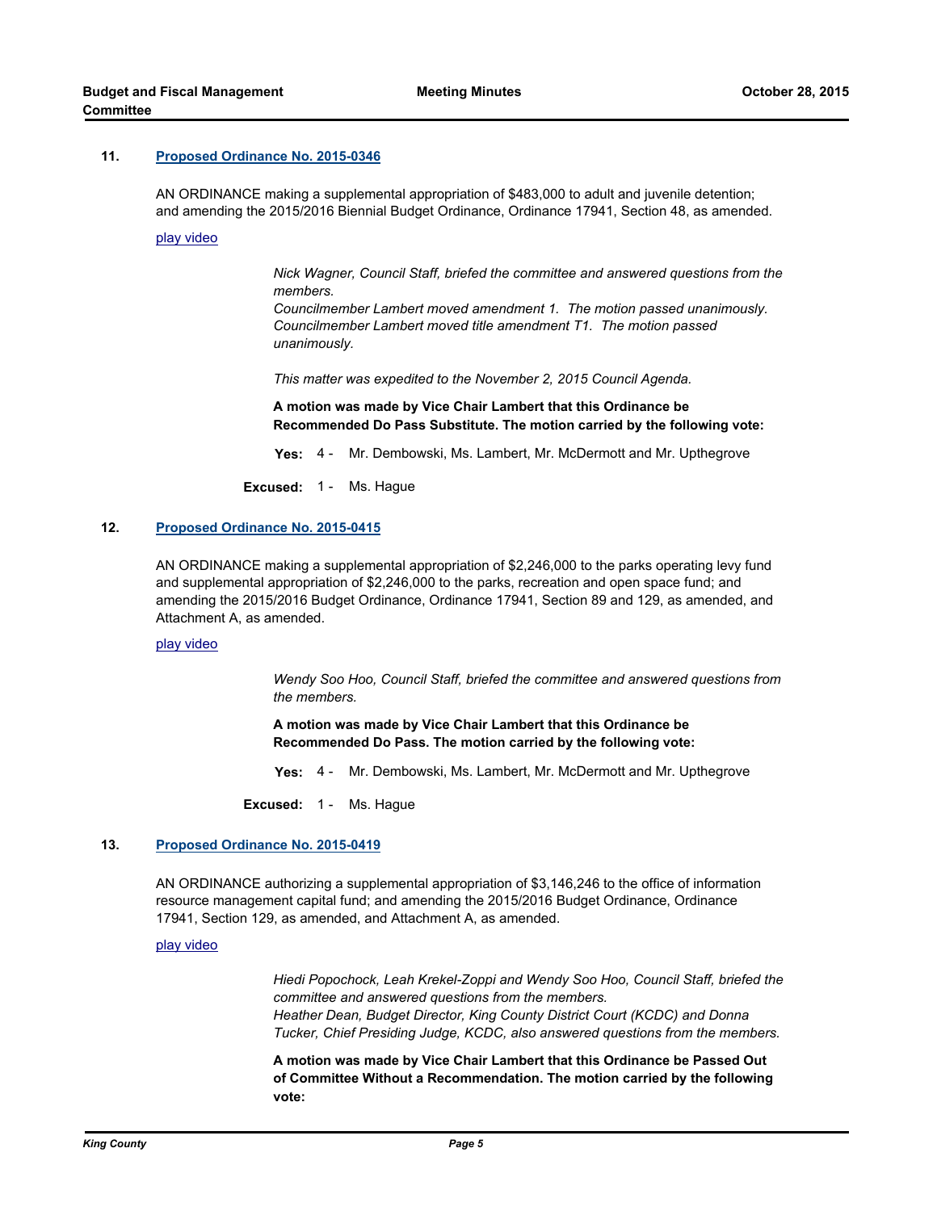### 11. [Proposed Ordinance No. 2015-0346]

AN ORDINANCE making a supplemental appropriation of $483,000 to adult and juvenile detention; and amending the 2015/2016 Biennial Budget Ordinance, Ordinance 17941, Section 48, as amended.

play video

*Nick Wagner, Council Staff, briefed the committee and answered questions from the members.*
*Councilmember Lambert moved amendment 1. The motion passed unanimously.*
*Councilmember Lambert moved title amendment T1. The motion passed unanimously.*

*This matter was expedited to the November 2, 2015 Council Agenda.*

**A motion was made by Vice Chair Lambert that this Ordinance be Recommended Do Pass Substitute. The motion carried by the following vote:**

**Yes:** 4 - Mr. Dembowski, Ms. Lambert, Mr. McDermott and Mr. Upthegrove

**Excused:** 1 - Ms. Hague

### 12. [Proposed Ordinance No. 2015-0415]

AN ORDINANCE making a supplemental appropriation of $2,246,000 to the parks operating levy fund and supplemental appropriation of $2,246,000 to the parks, recreation and open space fund; and amending the 2015/2016 Budget Ordinance, Ordinance 17941, Section 89 and 129, as amended, and Attachment A, as amended.

play video

*Wendy Soo Hoo, Council Staff, briefed the committee and answered questions from the members.*

**A motion was made by Vice Chair Lambert that this Ordinance be Recommended Do Pass. The motion carried by the following vote:**

**Yes:** 4 - Mr. Dembowski, Ms. Lambert, Mr. McDermott and Mr. Upthegrove

**Excused:** 1 - Ms. Hague

### 13. [Proposed Ordinance No. 2015-0419]

AN ORDINANCE authorizing a supplemental appropriation of $3,146,246 to the office of information resource management capital fund; and amending the 2015/2016 Budget Ordinance, Ordinance 17941, Section 129, as amended, and Attachment A, as amended.

play video

*Hiedi Popochock, Leah Krekel-Zoppi and Wendy Soo Hoo, Council Staff, briefed the committee and answered questions from the members.*
*Heather Dean, Budget Director, King County District Court (KCDC) and Donna Tucker, Chief Presiding Judge, KCDC, also answered questions from the members.*

**A motion was made by Vice Chair Lambert that this Ordinance be Passed Out of Committee Without a Recommendation. The motion carried by the following vote:**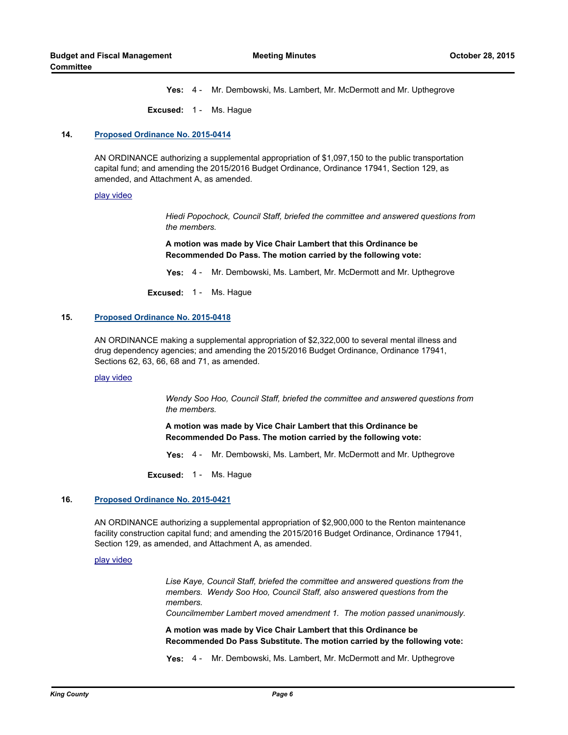**Yes:** 4 - Mr. Dembowski, Ms. Lambert, Mr. McDermott and Mr. Upthegrove

**Excused:** 1 - Ms. Hague

**14. Proposed Ordinance No. 2015-0414**

AN ORDINANCE authorizing a supplemental appropriation of $1,097,150 to the public transportation capital fund; and amending the 2015/2016 Budget Ordinance, Ordinance 17941, Section 129, as amended, and Attachment A, as amended.

play video

*Hiedi Popochock, Council Staff, briefed the committee and answered questions from the members.*

**A motion was made by Vice Chair Lambert that this Ordinance be Recommended Do Pass. The motion carried by the following vote:**

**Yes:** 4 - Mr. Dembowski, Ms. Lambert, Mr. McDermott and Mr. Upthegrove

**Excused:** 1 - Ms. Hague

**15. Proposed Ordinance No. 2015-0418**

AN ORDINANCE making a supplemental appropriation of $2,322,000 to several mental illness and drug dependency agencies; and amending the 2015/2016 Budget Ordinance, Ordinance 17941, Sections 62, 63, 66, 68 and 71, as amended.

play video

*Wendy Soo Hoo, Council Staff, briefed the committee and answered questions from the members.*

**A motion was made by Vice Chair Lambert that this Ordinance be Recommended Do Pass. The motion carried by the following vote:**

**Yes:** 4 - Mr. Dembowski, Ms. Lambert, Mr. McDermott and Mr. Upthegrove

**Excused:** 1 - Ms. Hague

**16. Proposed Ordinance No. 2015-0421**

AN ORDINANCE authorizing a supplemental appropriation of $2,900,000 to the Renton maintenance facility construction capital fund; and amending the 2015/2016 Budget Ordinance, Ordinance 17941, Section 129, as amended, and Attachment A, as amended.

play video

*Lise Kaye, Council Staff, briefed the committee and answered questions from the members. Wendy Soo Hoo, Council Staff, also answered questions from the members.*
*Councilmember Lambert moved amendment 1. The motion passed unanimously.*

**A motion was made by Vice Chair Lambert that this Ordinance be Recommended Do Pass Substitute. The motion carried by the following vote:**

**Yes:** 4 - Mr. Dembowski, Ms. Lambert, Mr. McDermott and Mr. Upthegrove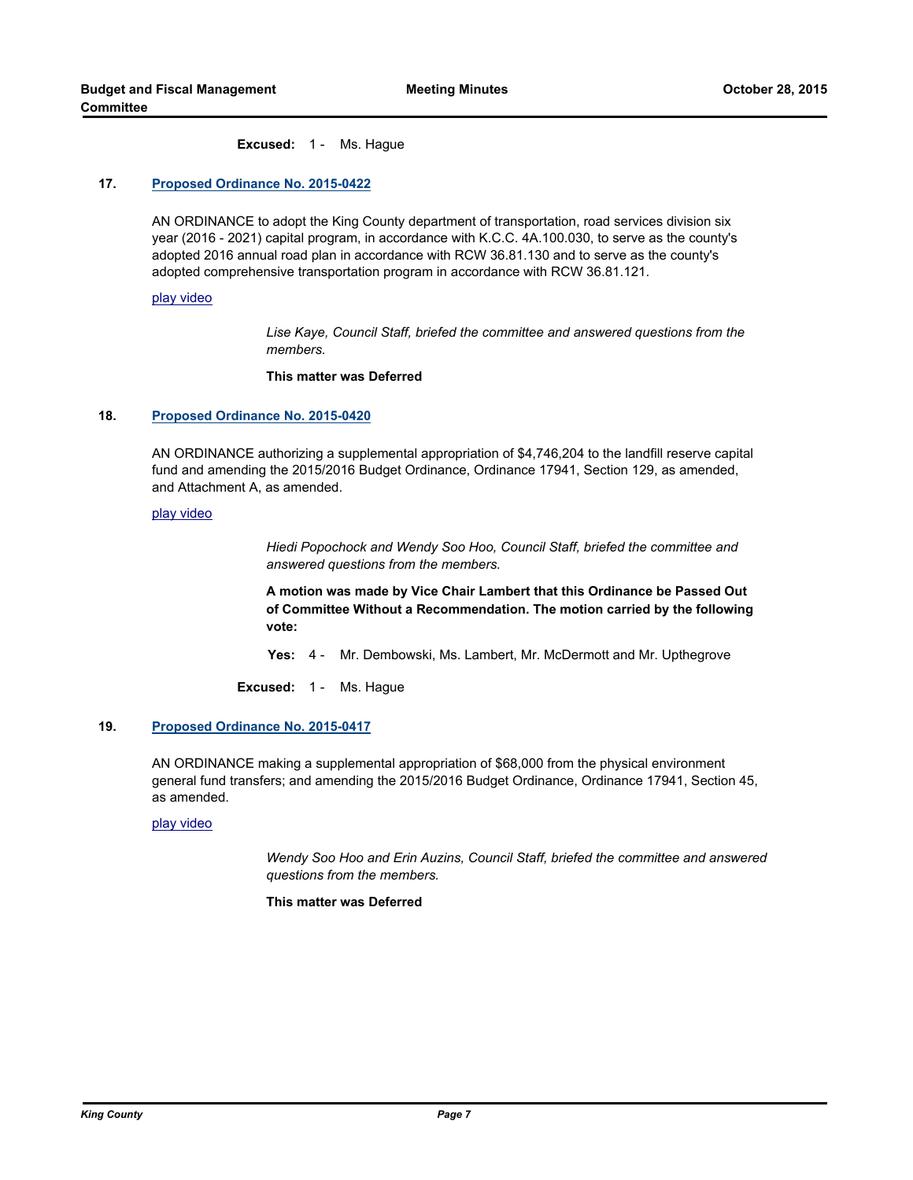**Excused:** 1 - Ms. Hague

### 17. Proposed Ordinance No. 2015-0422

AN ORDINANCE to adopt the King County department of transportation, road services division six year (2016 - 2021) capital program, in accordance with K.C.C. 4A.100.030, to serve as the county's adopted 2016 annual road plan in accordance with RCW 36.81.130 and to serve as the county's adopted comprehensive transportation program in accordance with RCW 36.81.121.

play video

*Lise Kaye, Council Staff, briefed the committee and answered questions from the members.*

**This matter was Deferred**

### 18. Proposed Ordinance No. 2015-0420

AN ORDINANCE authorizing a supplemental appropriation of $4,746,204 to the landfill reserve capital fund and amending the 2015/2016 Budget Ordinance, Ordinance 17941, Section 129, as amended, and Attachment A, as amended.

play video

*Hiedi Popochock and Wendy Soo Hoo, Council Staff, briefed the committee and answered questions from the members.*

**A motion was made by Vice Chair Lambert that this Ordinance be Passed Out of Committee Without a Recommendation. The motion carried by the following vote:**

**Yes:** 4 - Mr. Dembowski, Ms. Lambert, Mr. McDermott and Mr. Upthegrove

**Excused:** 1 - Ms. Hague

### 19. Proposed Ordinance No. 2015-0417

AN ORDINANCE making a supplemental appropriation of $68,000 from the physical environment general fund transfers; and amending the 2015/2016 Budget Ordinance, Ordinance 17941, Section 45, as amended.

play video

*Wendy Soo Hoo and Erin Auzins, Council Staff, briefed the committee and answered questions from the members.*

**This matter was Deferred**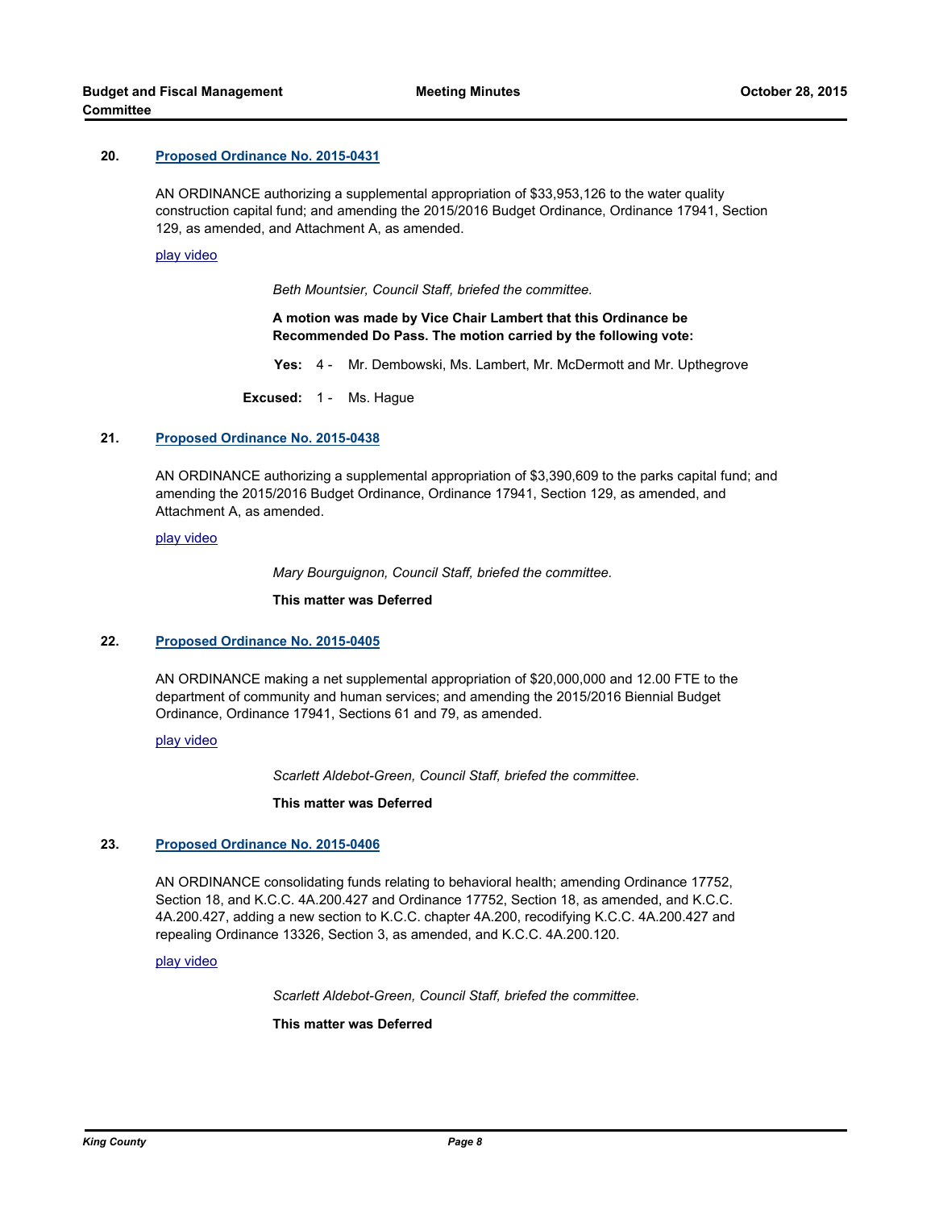**20. [Proposed Ordinance No. 2015-0431]**

AN ORDINANCE authorizing a supplemental appropriation of $33,953,126 to the water quality construction capital fund; and amending the 2015/2016 Budget Ordinance, Ordinance 17941, Section 129, as amended, and Attachment A, as amended.

[play video]

*Beth Mountsier, Council Staff, briefed the committee.*

**A motion was made by Vice Chair Lambert that this Ordinance be Recommended Do Pass. The motion carried by the following vote:**

**Yes:** 4 - Mr. Dembowski, Ms. Lambert, Mr. McDermott and Mr. Upthegrove

**Excused:** 1 - Ms. Hague

**21. [Proposed Ordinance No. 2015-0438]**

AN ORDINANCE authorizing a supplemental appropriation of $3,390,609 to the parks capital fund; and amending the 2015/2016 Budget Ordinance, Ordinance 17941, Section 129, as amended, and Attachment A, as amended.

[play video]

*Mary Bourguignon, Council Staff, briefed the committee.*

**This matter was Deferred**

**22. [Proposed Ordinance No. 2015-0405]**

AN ORDINANCE making a net supplemental appropriation of $20,000,000 and 12.00 FTE to the department of community and human services; and amending the 2015/2016 Biennial Budget Ordinance, Ordinance 17941, Sections 61 and 79, as amended.

[play video]

*Scarlett Aldebot-Green, Council Staff, briefed the committee.*

**This matter was Deferred**

**23. [Proposed Ordinance No. 2015-0406]**

AN ORDINANCE consolidating funds relating to behavioral health; amending Ordinance 17752, Section 18, and K.C.C. 4A.200.427 and Ordinance 17752, Section 18, as amended, and K.C.C. 4A.200.427, adding a new section to K.C.C. chapter 4A.200, recodifying K.C.C. 4A.200.427 and repealing Ordinance 13326, Section 3, as amended, and K.C.C. 4A.200.120.

[play video]

*Scarlett Aldebot-Green, Council Staff, briefed the committee.*

**This matter was Deferred**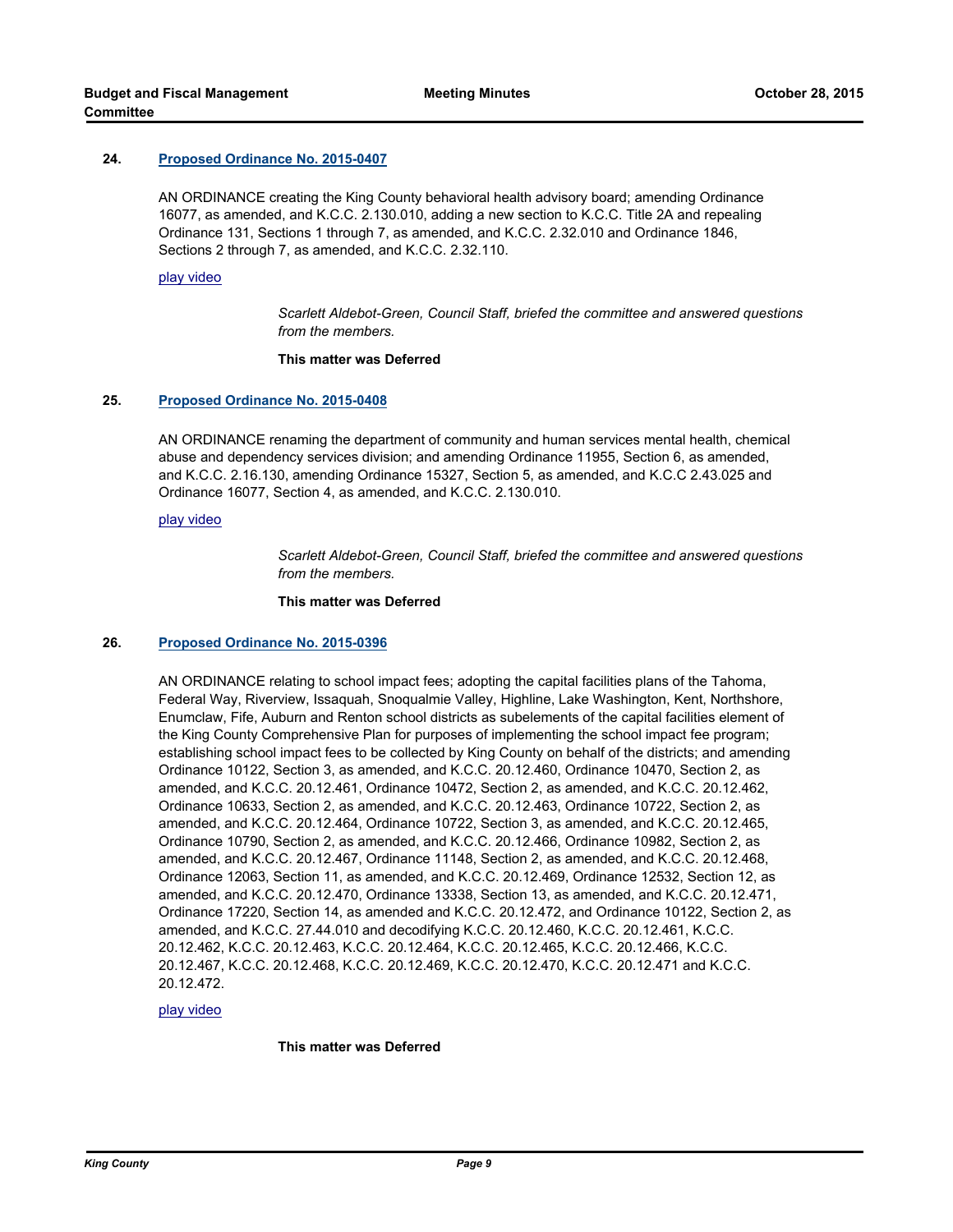**24. Proposed Ordinance No. 2015-0407**

AN ORDINANCE creating the King County behavioral health advisory board; amending Ordinance 16077, as amended, and K.C.C. 2.130.010, adding a new section to K.C.C. Title 2A and repealing Ordinance 131, Sections 1 through 7, as amended, and K.C.C. 2.32.010 and Ordinance 1846, Sections 2 through 7, as amended, and K.C.C. 2.32.110.

play video

*Scarlett Aldebot-Green, Council Staff, briefed the committee and answered questions from the members.*

**This matter was Deferred**

**25. Proposed Ordinance No. 2015-0408**

AN ORDINANCE renaming the department of community and human services mental health, chemical abuse and dependency services division; and amending Ordinance 11955, Section 6, as amended, and K.C.C. 2.16.130, amending Ordinance 15327, Section 5, as amended, and K.C.C 2.43.025 and Ordinance 16077, Section 4, as amended, and K.C.C. 2.130.010.

play video

*Scarlett Aldebot-Green, Council Staff, briefed the committee and answered questions from the members.*

**This matter was Deferred**

**26. Proposed Ordinance No. 2015-0396**

AN ORDINANCE relating to school impact fees; adopting the capital facilities plans of the Tahoma, Federal Way, Riverview, Issaquah, Snoqualmie Valley, Highline, Lake Washington, Kent, Northshore, Enumclaw, Fife, Auburn and Renton school districts as subelements of the capital facilities element of the King County Comprehensive Plan for purposes of implementing the school impact fee program; establishing school impact fees to be collected by King County on behalf of the districts; and amending Ordinance 10122, Section 3, as amended, and K.C.C. 20.12.460, Ordinance 10470, Section 2, as amended, and K.C.C. 20.12.461, Ordinance 10472, Section 2, as amended, and K.C.C. 20.12.462, Ordinance 10633, Section 2, as amended, and K.C.C. 20.12.463, Ordinance 10722, Section 2, as amended, and K.C.C. 20.12.464, Ordinance 10722, Section 3, as amended, and K.C.C. 20.12.465, Ordinance 10790, Section 2, as amended, and K.C.C. 20.12.466, Ordinance 10982, Section 2, as amended, and K.C.C. 20.12.467, Ordinance 11148, Section 2, as amended, and K.C.C. 20.12.468, Ordinance 12063, Section 11, as amended, and K.C.C. 20.12.469, Ordinance 12532, Section 12, as amended, and K.C.C. 20.12.470, Ordinance 13338, Section 13, as amended, and K.C.C. 20.12.471, Ordinance 17220, Section 14, as amended and K.C.C. 20.12.472, and Ordinance 10122, Section 2, as amended, and K.C.C. 27.44.010 and decodifying K.C.C. 20.12.460, K.C.C. 20.12.461, K.C.C. 20.12.462, K.C.C. 20.12.463, K.C.C. 20.12.464, K.C.C. 20.12.465, K.C.C. 20.12.466, K.C.C. 20.12.467, K.C.C. 20.12.468, K.C.C. 20.12.469, K.C.C. 20.12.470, K.C.C. 20.12.471 and K.C.C. 20.12.472.

play video

**This matter was Deferred**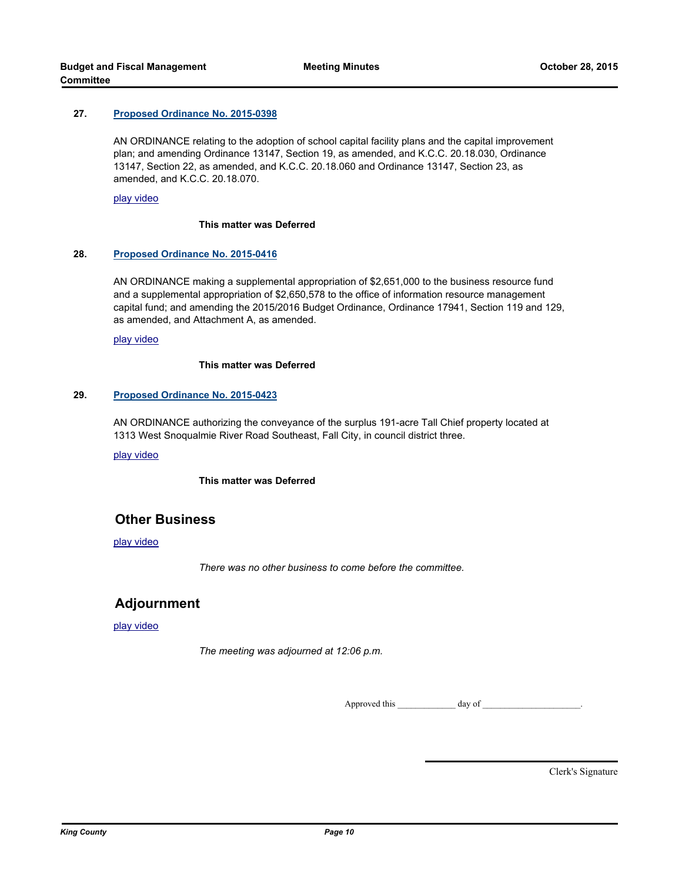27. **Proposed Ordinance No. 2015-0398**

AN ORDINANCE relating to the adoption of school capital facility plans and the capital improvement plan; and amending Ordinance 13147, Section 19, as amended, and K.C.C. 20.18.030, Ordinance 13147, Section 22, as amended, and K.C.C. 20.18.060 and Ordinance 13147, Section 23, as amended, and K.C.C. 20.18.070.

play video

**This matter was Deferred**

28. **Proposed Ordinance No. 2015-0416**

AN ORDINANCE making a supplemental appropriation of $2,651,000 to the business resource fund and a supplemental appropriation of $2,650,578 to the office of information resource management capital fund; and amending the 2015/2016 Budget Ordinance, Ordinance 17941, Section 119 and 129, as amended, and Attachment A, as amended.

play video

**This matter was Deferred**

29. **Proposed Ordinance No. 2015-0423**

AN ORDINANCE authorizing the conveyance of the surplus 191-acre Tall Chief property located at 1313 West Snoqualmie River Road Southeast, Fall City, in council district three.

play video

**This matter was Deferred**

## Other Business

play video

*There was no other business to come before the committee.*

## Adjournment

play video

*The meeting was adjourned at 12:06 p.m.*

Approved this _____________ day of _____________________.

Clerk's Signature